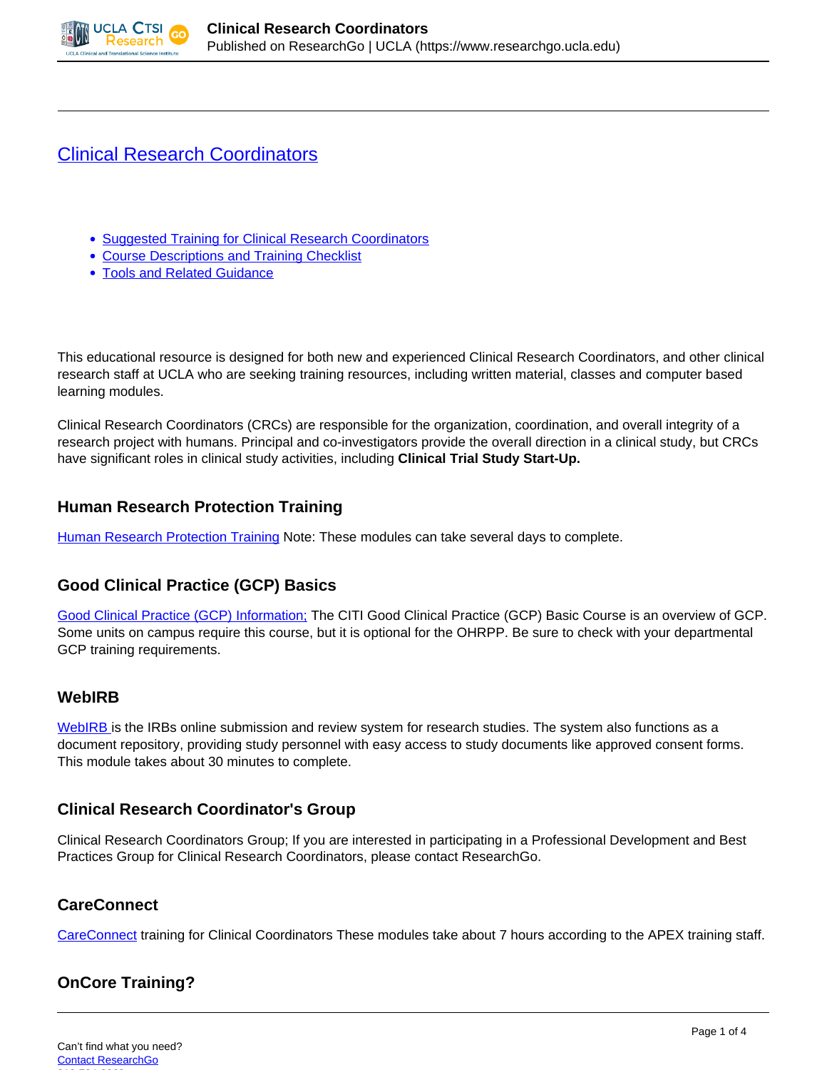# Clinical Research Coordinators

- Suggested Training for Clinical Research Coordinators
- Course Descriptions and Training Checklist
- Tools and Related Guidance

This educational resource is designed for both new and experienced Clinical Research Coordinators, and other clinical research staff at UCLA who are seeking training resources, including written material, classes and computer based learning modules.

Clinical Research Coordinators (CRCs) are responsible for the organization, coordination, and overall integrity of a research project with humans. Principal and co-investigators provide the overall direction in a clinical study, but CRCs have significant roles in clinical study activities, including **Clinical Trial Study Start-Up.**

### Human Research Protection Training

Human Research Protection Training Note: These modules can take several days to complete.

### Good Clinical Practice (GCP) Basics

Good Clinical Practice (GCP) Information; The CITI Good Clinical Practice (GCP) Basic Course is an overview of GCP. Some units on campus require this course, but it is optional for the OHRPP. Be sure to check with your departmental GCP training requirements.

### WebIRB

WebIRB is the IRBs online submission and review system for research studies. The system also functions as a document repository, providing study personnel with easy access to study documents like approved consent forms. This module takes about 30 minutes to complete.

### Clinical Research Coordinator's Group

Clinical Research Coordinators Group; If you are interested in participating in a Professional Development and Best Practices Group for Clinical Research Coordinators, please contact ResearchGo.

### CareConnect

CareConnect training for Clinical Coordinators These modules take about 7 hours according to the APEX training staff.

### OnCore Training?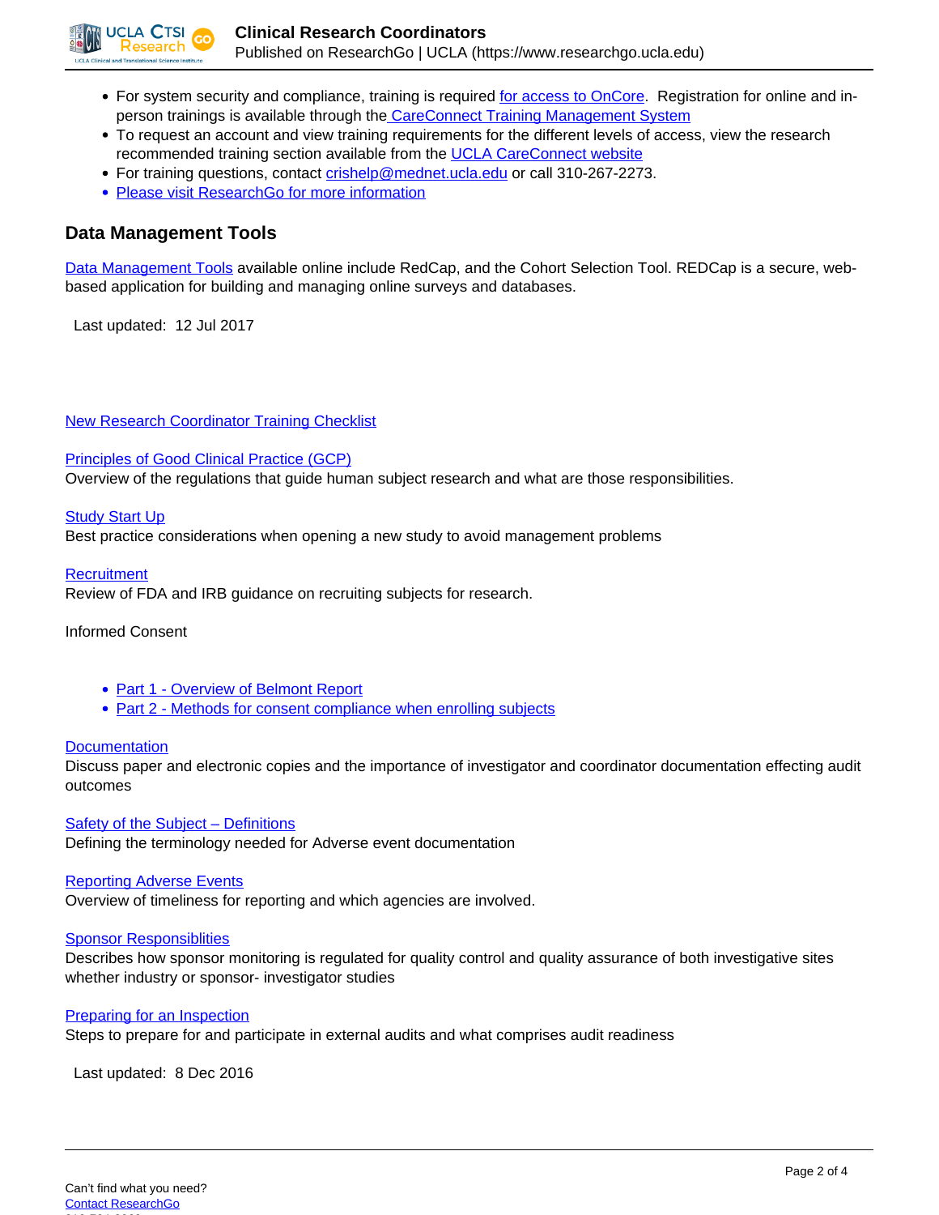- For system security and compliance, training is required for access to OnCore. Registration for online and in-person trainings is available through the CareConnect Training Management System
- To request an account and view training requirements for the different levels of access, view the research recommended training section available from the UCLA CareConnect website
- For training questions, contact crishelp@mednet.ucla.edu or call 310-267-2273.
- Please visit ResearchGo for more information

## Data Management Tools

Data Management Tools available online include RedCap, and the Cohort Selection Tool. REDCap is a secure, web-based application for building and managing online surveys and databases.

Last updated: 12 Jul 2017

New Research Coordinator Training Checklist

Principles of Good Clinical Practice (GCP)
Overview of the regulations that guide human subject research and what are those responsibilities.

Study Start Up
Best practice considerations when opening a new study to avoid management problems

Recruitment
Review of FDA and IRB guidance on recruiting subjects for research.

Informed Consent

- Part 1 - Overview of Belmont Report
- Part 2 - Methods for consent compliance when enrolling subjects

Documentation
Discuss paper and electronic copies and the importance of investigator and coordinator documentation effecting audit outcomes

Safety of the Subject – Definitions
Defining the terminology needed for Adverse event documentation

Reporting Adverse Events
Overview of timeliness for reporting and which agencies are involved.

Sponsor Responsiblities
Describes how sponsor monitoring is regulated for quality control and quality assurance of both investigative sites whether industry or sponsor- investigator studies

Preparing for an Inspection
Steps to prepare for and participate in external audits and what comprises audit readiness

Last updated: 8 Dec 2016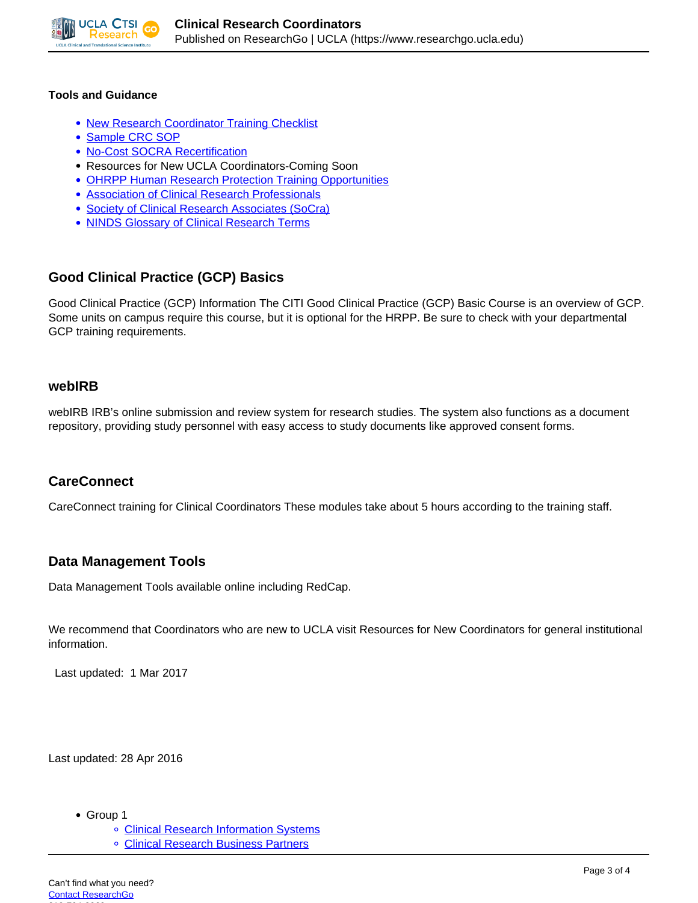**Tools and Guidance**

- New Research Coordinator Training Checklist
- Sample CRC SOP
- No-Cost SOCRA Recertification
- Resources for New UCLA Coordinators-Coming Soon
- OHRPP Human Research Protection Training Opportunities
- Association of Clinical Research Professionals
- Society of Clinical Research Associates (SoCra)
- NINDS Glossary of Clinical Research Terms

## Good Clinical Practice (GCP) Basics

Good Clinical Practice (GCP) Information The CITI Good Clinical Practice (GCP) Basic Course is an overview of GCP. Some units on campus require this course, but it is optional for the HRPP. Be sure to check with your departmental GCP training requirements.

## webIRB

webIRB IRB's online submission and review system for research studies. The system also functions as a document repository, providing study personnel with easy access to study documents like approved consent forms.

## CareConnect

CareConnect training for Clinical Coordinators These modules take about 5 hours according to the training staff.

## Data Management Tools

Data Management Tools available online including RedCap.

We recommend that Coordinators who are new to UCLA visit Resources for New Coordinators for general institutional information.

Last updated: 1 Mar 2017

Last updated: 28 Apr 2016

- Group 1
  - Clinical Research Information Systems
  - Clinical Research Business Partners

Can't find what you need?
Contact ResearchGo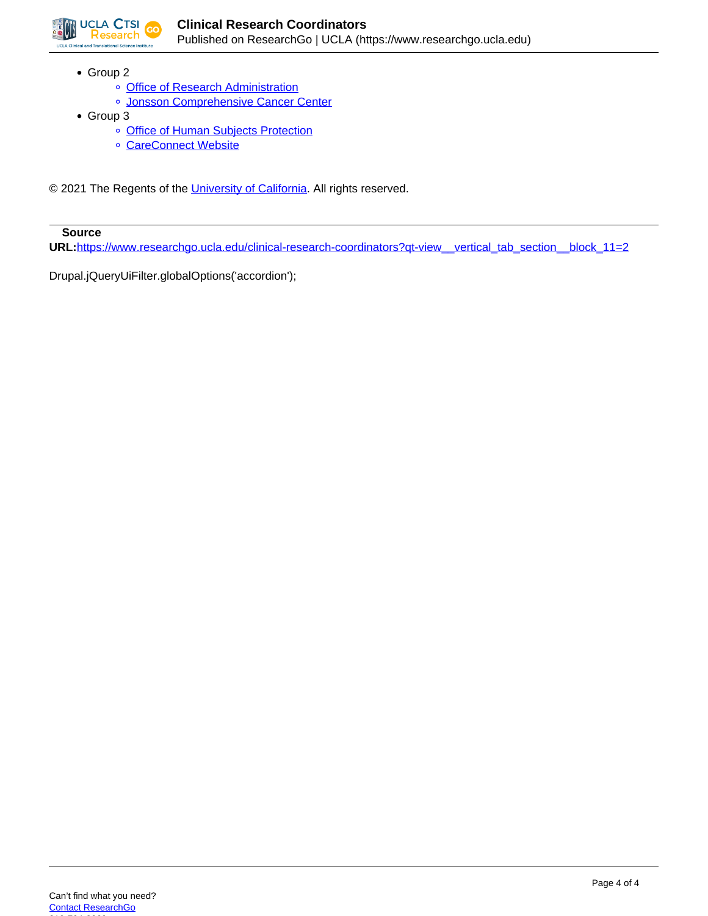- Group 2
  - Office of Research Administration
  - Jonsson Comprehensive Cancer Center
- Group 3
  - Office of Human Subjects Protection
  - CareConnect Website

© 2021 The Regents of the University of California. All rights reserved.

---

**Source URL:** https://www.researchgo.ucla.edu/clinical-research-coordinators?qt-view__vertical_tab_section__block_11=2

Drupal.jQueryUiFilter.globalOptions('accordion');